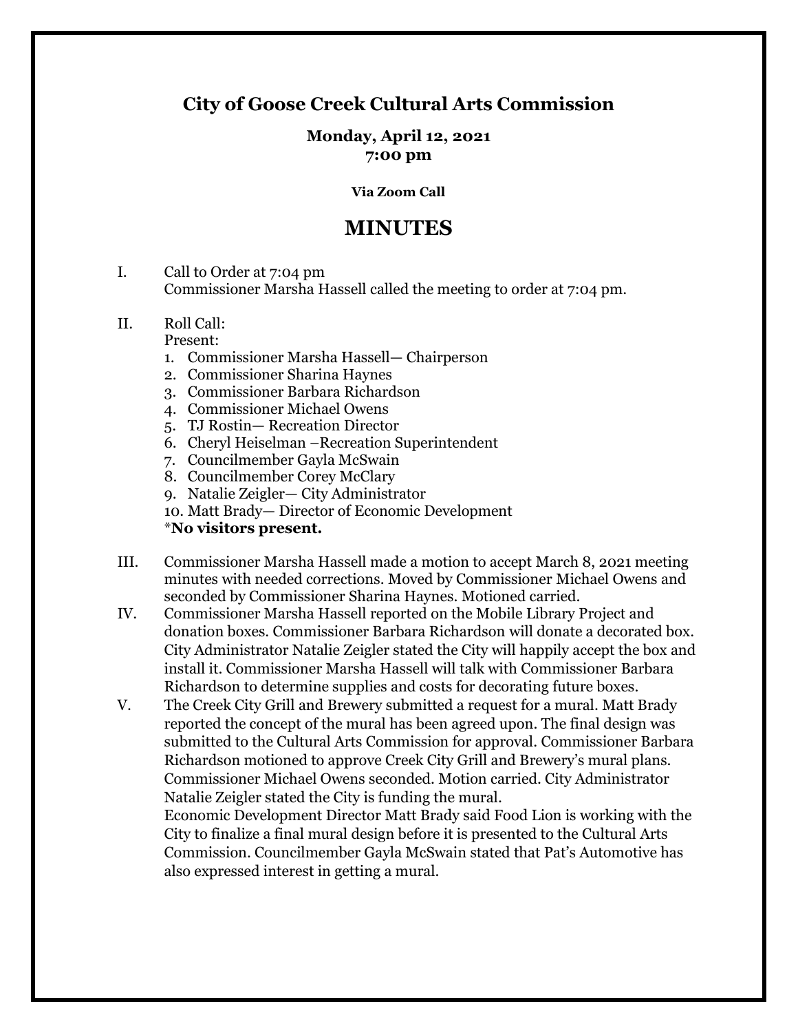# City of Goose Creek Cultural Arts Commission

**Monday, April 12, 2021**
**7:00 pm**

**Via Zoom Call**

## MINUTES

I. Call to Order at 7:04 pm
Commissioner Marsha Hassell called the meeting to order at 7:04 pm.

II. Roll Call:
Present:
1. Commissioner Marsha Hassell— Chairperson
2. Commissioner Sharina Haynes
3. Commissioner Barbara Richardson
4. Commissioner Michael Owens
5. TJ Rostin— Recreation Director
6. Cheryl Heiselman –Recreation Superintendent
7. Councilmember Gayla McSwain
8. Councilmember Corey McClary
9. Natalie Zeigler— City Administrator
10. Matt Brady— Director of Economic Development

*__No visitors present.__

III. Commissioner Marsha Hassell made a motion to accept March 8, 2021 meeting minutes with needed corrections. Moved by Commissioner Michael Owens and seconded by Commissioner Sharina Haynes. Motioned carried.

IV. Commissioner Marsha Hassell reported on the Mobile Library Project and donation boxes. Commissioner Barbara Richardson will donate a decorated box. City Administrator Natalie Zeigler stated the City will happily accept the box and install it. Commissioner Marsha Hassell will talk with Commissioner Barbara Richardson to determine supplies and costs for decorating future boxes.

V. The Creek City Grill and Brewery submitted a request for a mural. Matt Brady reported the concept of the mural has been agreed upon. The final design was submitted to the Cultural Arts Commission for approval. Commissioner Barbara Richardson motioned to approve Creek City Grill and Brewery's mural plans. Commissioner Michael Owens seconded. Motion carried. City Administrator Natalie Zeigler stated the City is funding the mural.
Economic Development Director Matt Brady said Food Lion is working with the City to finalize a final mural design before it is presented to the Cultural Arts Commission. Councilmember Gayla McSwain stated that Pat's Automotive has also expressed interest in getting a mural.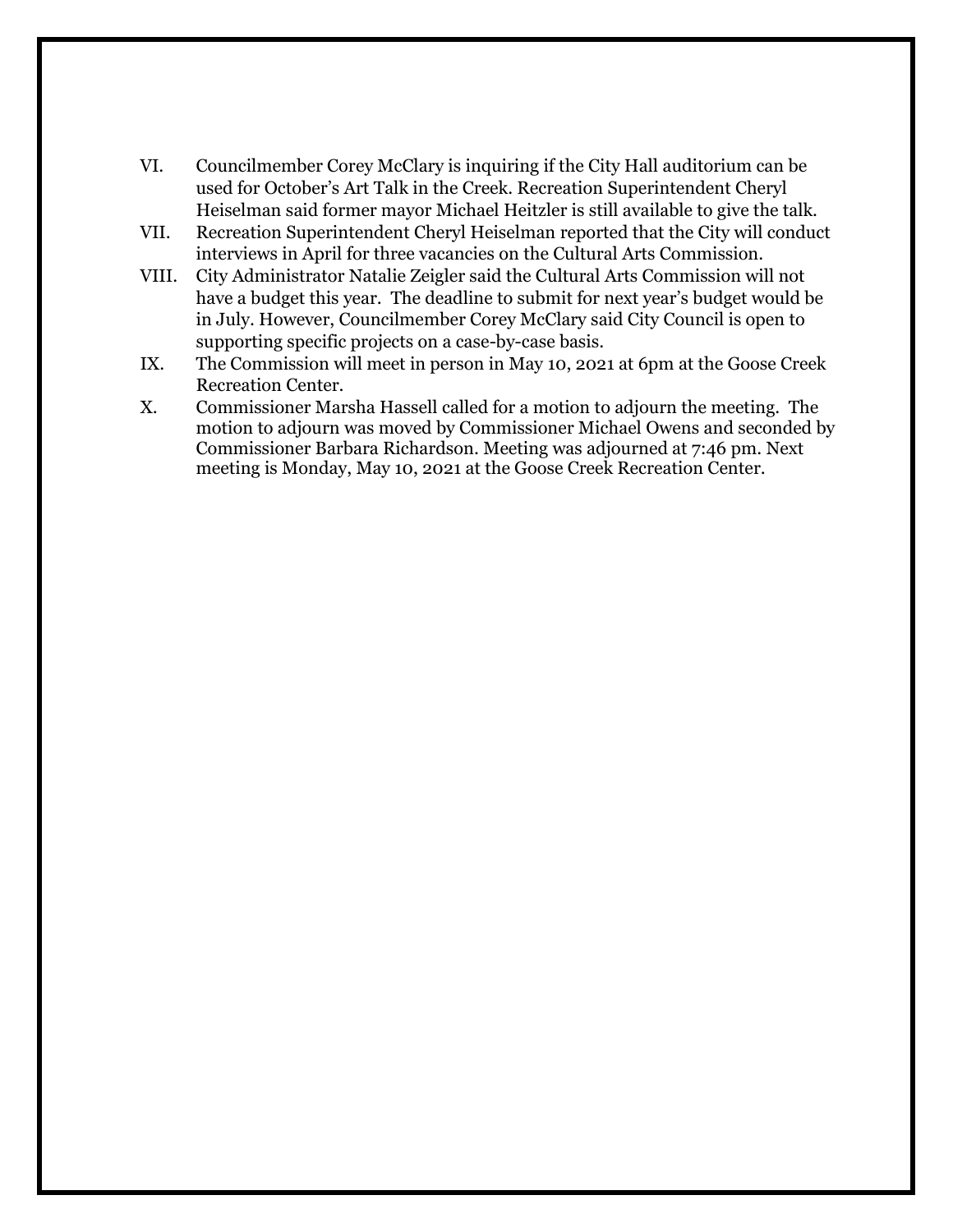VI. Councilmember Corey McClary is inquiring if the City Hall auditorium can be used for October's Art Talk in the Creek. Recreation Superintendent Cheryl Heiselman said former mayor Michael Heitzler is still available to give the talk.

VII. Recreation Superintendent Cheryl Heiselman reported that the City will conduct interviews in April for three vacancies on the Cultural Arts Commission.

VIII. City Administrator Natalie Zeigler said the Cultural Arts Commission will not have a budget this year. The deadline to submit for next year's budget would be in July. However, Councilmember Corey McClary said City Council is open to supporting specific projects on a case-by-case basis.

IX. The Commission will meet in person in May 10, 2021 at 6pm at the Goose Creek Recreation Center.

X. Commissioner Marsha Hassell called for a motion to adjourn the meeting. The motion to adjourn was moved by Commissioner Michael Owens and seconded by Commissioner Barbara Richardson. Meeting was adjourned at 7:46 pm. Next meeting is Monday, May 10, 2021 at the Goose Creek Recreation Center.